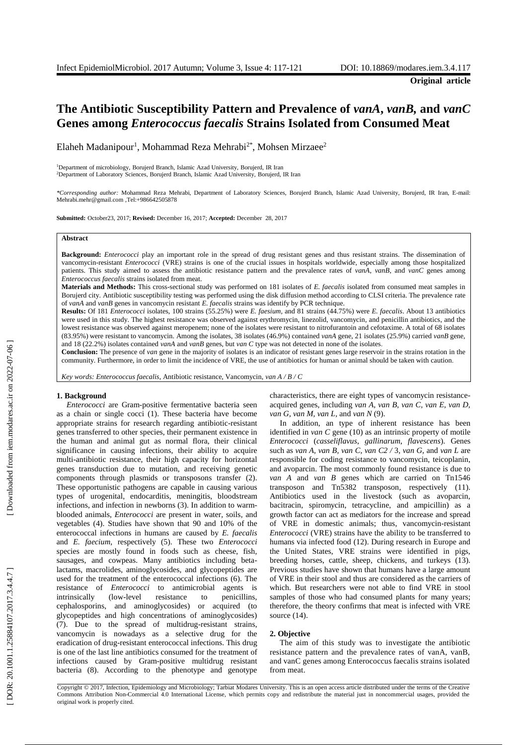**Original article**

# The Antibiotic Susceptibility Pattern and Prevalence of *vanA*, *vanB*, and *vanC* Genes among *Enterococcus faecalis* Strains Isolated from Consumed Meat

Elaheh Madanipour[1], Mohammad Reza Mehrabi[2*], Mohsen Mirzaee[2]

[1]Department of microbiology, Borujerd Branch, Islamic Azad University, Borujerd, IR Iran

[2]Department of Laboratory Sciences, Borujerd Branch, Islamic Azad University, Borujerd, IR Iran

*\*Corresponding author:* Mohammad Reza Mehrabi, Department of Laboratory Sciences, Borujerd Branch, Islamic Azad University, Borujerd, IR Iran, E-mail: Mehrabi.mehr@gmail.com ,Tel:+986642505878

**Submitted:** October23, 2017; **Revised:** December 16, 2017; **Accepted:** December 28, 2017

**Abstract**

**Background:** *Enterococci* play an important role in the spread of drug resistant genes and thus resistant strains. The dissemination of vancomycin-resistant *Enterococci* (VRE) strains is one of the crucial issues in hospitals worldwide, especially among those hospitalized patients. This study aimed to assess the antibiotic resistance pattern and the prevalence rates of *vanA*, *vanB*, and *vanC* genes among *Enterococcus faecalis* strains isolated from meat.

**Materials and Methods:** This cross-sectional study was performed on 181 isolates of *E. faecalis* isolated from consumed meat samples in Borujerd city. Antibiotic susceptibility testing was performed using the disk diffusion method according to CLSI criteria. The prevalence rate of *vanA* and *vanB* genes in vancomycin resistant *E. faecalis* strains was identify by PCR technique.

**Results:** Of 181 *Enterococci* isolates, 100 strains (55.25%) were *E. faesium*, and 81 strains (44.75%) were *E. faecalis*. About 13 antibiotics were used in this study. The highest resistance was observed against erythromycin, linezolid, vancomycin, and penicillin antibiotics, and the lowest resistance was observed against meropenem; none of the isolates were resistant to nitrofurantoin and cefotaxime. A total of 68 isolates (83.95%) were resistant to vancomycin. Among the isolates, 38 isolates (46.9%) contained *vanA* gene, 21 isolates (25.9%) carried *vanB* gene, and 18 (22.2%) isolates contained *vanA* and *vanB* genes, but *van C* type was not detected in none of the isolates.

**Conclusion:** The presence of *van* gene in the majority of isolates is an indicator of resistant genes large reservoir in the strains rotation in the community. Furthermore, in order to limit the incidence of VRE, the use of antibiotics for human or animal should be taken with caution.

*Key words: Enterococcus faecalis*, Antibiotic resistance, Vancomycin, *van A / B / C*

## 1. Background

*Enterococci* are Gram-positive fermentative bacteria seen as a chain or single cocci (1). These bacteria have become appropriate strains for research regarding antibiotic-resistant genes transferred to other species, their permanent existence in the human and animal gut as normal flora, their clinical significance in causing infections, their ability to acquire multi-antibiotic resistance, their high capacity for horizontal genes transduction due to mutation, and receiving genetic components through plasmids or transposons transfer (2). These opportunistic pathogens are capable in causing various types of urogenital, endocarditis, meningitis, bloodstream infections, and infection in newborns (3). In addition to warm-blooded animals, *Enterococci* are present in water, soils, and vegetables (4). Studies have shown that 90 and 10% of the enterococcal infections in humans are caused by *E. faecalis* and *E. faecium*, respectively (5). These two *Enterococci* species are mostly found in foods such as cheese, fish, sausages, and cowpeas. Many antibiotics including beta-lactams, macrolides, aminoglycosides, and glycopeptides are used for the treatment of the enterococcal infections (6). The resistance of *Enterococci* to antimicrobial agents is intrinsically (low-level resistance to penicillins, cephalosporins, and aminoglycosides) or acquired (to glycopeptides and high concentrations of aminoglycosides) (7). Due to the spread of multidrug-resistant strains, vancomycin is nowadays as a selective drug for the eradication of drug-resistant enterococcal infections. This drug is one of the last line antibiotics consumed for the treatment of infections caused by Gram-positive multidrug resistant bacteria (8). According to the phenotype and genotype characteristics, there are eight types of vancomycin resistance-acquired genes, including *van A*, *van B*, *van C*, *van E*, *van D*, *van G*, *van M*, *van L*, and *van N* (9).

In addition, an type of inherent resistance has been identified in *van C* gene (10) as an intrinsic property of motile *Enterococci* (*casseliflavus*, *gallinarum*, *flavescens*). Genes such as *van A*, *van B*, *van C*, *van C2 /* 3, *van G*, and *van L* are responsible for coding resistance to vancomycin, teicoplanin, and avoparcin. The most commonly found resistance is due to *van A* and *van B* genes which are carried on Tn1546 transposon and Tn5382 transposon, respectively (11). Antibiotics used in the livestock (such as avoparcin, bacitracin, spiromycin, tetracycline, and ampicillin) as a growth factor can act as mediators for the increase and spread of VRE in domestic animals; thus, vancomycin-resistant *Enterococci* (VRE) strains have the ability to be transferred to humans via infected food (12). During research in Europe and the United States, VRE strains were identified in pigs, breeding horses, cattle, sheep, chickens, and turkeys (13). Previous studies have shown that humans have a large amount of VRE in their stool and thus are considered as the carriers of which. But researchers were not able to find VRE in stool samples of those who had consumed plants for many years; therefore, the theory confirms that meat is infected with VRE source (14).

## 2. Objective

The aim of this study was to investigate the antibiotic resistance pattern and the prevalence rates of vanA, vanB, and vanC genes among Enterococcus faecalis strains isolated from meat.

Copyright © 2017, Infection, Epidemiology and Microbiology; Tarbiat Modares University. This is an open access article distributed under the terms of the Creative Commons Attribution Non-Commercial 4.0 International License, which permits copy and redistribute the material just in noncommercial usages, provided the original work is properly cited.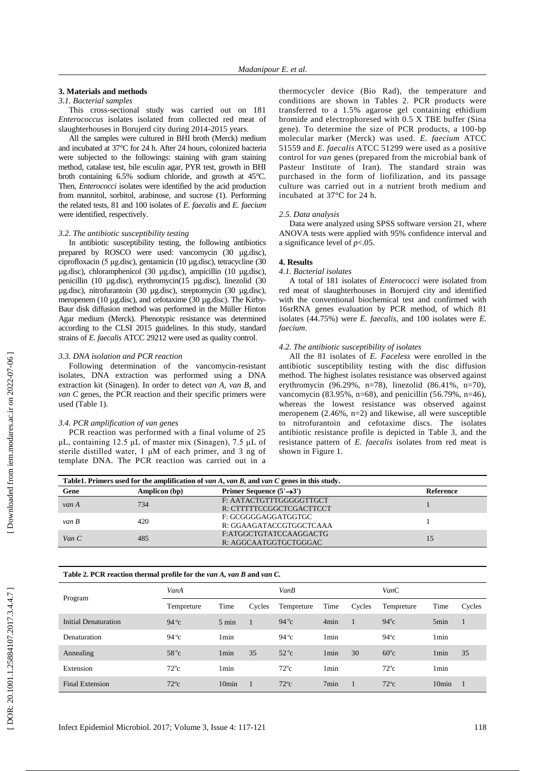## 3. Materials and methods

### 3.1. Bacterial samples

This cross-sectional study was carried out on 181 *Enterococcus* isolates isolated from collected red meat of slaughterhouses in Borujerd city during 2014-2015 years.

All the samples were cultured in BHI broth (Merck) medium and incubated at 37°C for 24 h. After 24 hours, colonized bacteria were subjected to the followings: staining with gram staining method, catalase test, bile esculin agar, PYR test, growth in BHI broth containing 6.5% sodium chloride, and growth at 45°C. Then, *Enterococci* isolates were identified by the acid production from mannitol, sorbitol, arabinose, and sucrose (1). Performing the related tests, 81 and 100 isolates of *E. faecalis* and *E. faecium* were identified, respectively.

### 3.2. The antibiotic susceptibility testing

In antibiotic susceptibility testing, the following antibiotics prepared by ROSCO were used: vancomycin (30 µg.disc), ciprofloxacin (5 µg.disc), gentamicin (10 µg.disc), tetracycline (30 µg.disc), chloramphenicol (30 µg.disc), ampicillin (10 µg.disc), penicillin (10 µg.disc), erythromycin(15 µg.disc), linezolid (30 µg.disc), nitrofurantoin (30 µg.disc), streptomycin (30 µg.disc), meropenem (10 µg.disc), and cefotaxime (30 µg.disc). The Kirby-Baur disk diffusion method was performed in the Müller Hinton Agar medium (Merck). Phenotypic resistance was determined according to the CLSI 2015 guidelines. In this study, standard strains of *E. faecalis* ATCC 29212 were used as quality control.

### 3.3. DNA isolation and PCR reaction

Following determination of the vancomycin-resistant isolates, DNA extraction was performed using a DNA extraction kit (Sinagen). In order to detect *van A*, *van B*, and *van C* genes, the PCR reaction and their specific primers were used (Table 1).

### 3.4. PCR amplification of van genes

PCR reaction was performed with a final volume of 25 µL, containing 12.5 µL of master mix (Sinagen), 7.5 µL of sterile distilled water, 1 µM of each primer, and 3 ng of template DNA. The PCR reaction was carried out in a thermocycler device (Bio Rad), the temperature and conditions are shown in Tables 2. PCR products were transferred to a 1.5% agarose gel containing ethidium bromide and electrophoresed with 0.5 X TBE buffer (Sina gene). To determine the size of PCR products, a 100-bp molecular marker (Merck) was used. *E. faecium* ATCC 51559 and *E. faecalis* ATCC 51299 were used as a positive control for *van* genes (prepared from the microbial bank of Pasteur Institute of Iran). The standard strain was purchased in the form of liofilization, and its passage culture was carried out in a nutrient broth medium and incubated at 37°C for 24 h.

### 2.5. Data analysis

Data were analyzed using SPSS software version 21, where ANOVA tests were applied with 95% confidence interval and a significance level of $p<.05$.

## 4. Results

### 4.1. Bacterial isolates

A total of 181 isolates of *Enterococci* were isolated from red meat of slaughterhouses in Borujerd city and identified with the conventional biochemical test and confirmed with 16srRNA genes evaluation by PCR method, of which 81 isolates (44.75%) were *E. faecalis*, and 100 isolates were *E. faecium*.

### 4.2. The antibiotic susceptibility of isolates

All the 81 isolates of *E. Faceless* were enrolled in the antibiotic susceptibility testing with the disc diffusion method. The highest isolates resistance was observed against erythromycin (96.29%, n=78), linezolid (86.41%, n=70), vancomycin (83.95%, n=68), and penicillin (56.79%, n=46), whereas the lowest resistance was observed against meropenem (2.46%, n=2) and likewise, all were susceptible to nitrofurantoin and cefotaxime discs. The isolates antibiotic resistance profile is depicted in Table 3, and the resistance pattern of *E. faecalis* isolates from red meat is shown in Figure 1.

**Table1. Primers used for the amplification of *van A*, *van B*, and *van C* genes in this study.**

| Gene | Amplicon (bp) | Primer Sequence (5'→3') | Reference |
|---|---|---|---|
| *van A* | 734 | F: AATACTGTTTGGGGGTTGCT<br>R: CTTTTTCCGGCTCGACTTCCT | 1 |
| *van B* | 420 | F: GCGGGGAGGATGGTGC<br>R: GGAAGATACCGTGGCTCAAA | 1 |
| *Van C* | 485 | F:ATGGCTGTATCCAAGGACTG<br>R: AGGCAATGGTGCTGGGAC | 15 |

**Table 2. PCR reaction thermal profile for the *van A*, *van B* and *van C*.**

| Program | *VanA* | | | *VanB* | | | *VanC* | | |
|---|---|---|---|---|---|---|---|---|---|
| | Tempreture | Time | Cycles | Tempreture | Time | Cycles | Tempreture | Time | Cycles |
| Initial Denaturation | 94°c | 5 min | 1 | 94°c | 4min | 1 | 94°c | 5min | 1 |
| Denaturation | 94°c | 1min | | 94°c | 1min | | 94°c | 1min | |
| Annealing | 58°c | 1min | 35 | 52°c | 1min | 30 | 60°c | 1min | 35 |
| Extension | 72°c | 1min | | 72°c | 1min | | 72°c | 1min | |
| Final Extension | 72°c | 10min | 1 | 72°c | 7min | 1 | 72°c | 10min | 1 |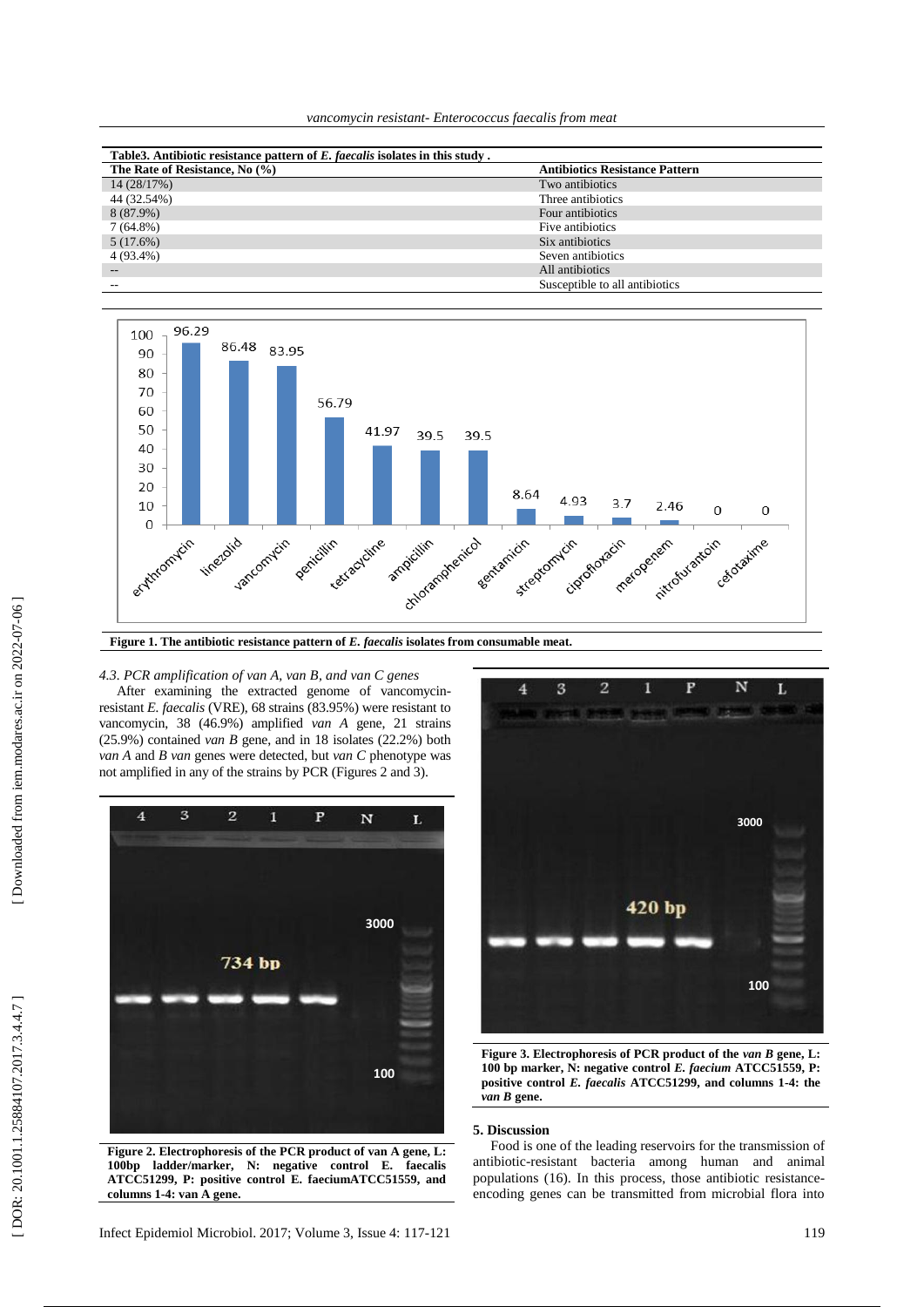**Table3. Antibiotic resistance pattern of *E. faecalis* isolates in this study .**

| The Rate of Resistance, No (%) | Antibiotics Resistance Pattern |
|---|---|
| 14 (28/17%) | Two antibiotics |
| 44 (32.54%) | Three antibiotics |
| 8 (87.9%) | Four antibiotics |
| 7 (64.8%) | Five antibiotics |
| 5 (17.6%) | Six antibiotics |
| 4 (93.4%) | Seven antibiotics |
| -- | All antibiotics |
| -- | Susceptible to all antibiotics |

**Figure 1. The antibiotic resistance pattern of *E. faecalis* isolates from consumable meat.**

*4.3. PCR amplification of van A, van B, and van C genes*

After examining the extracted genome of vancomycin-resistant *E. faecalis* (VRE), 68 strains (83.95%) were resistant to vancomycin, 38 (46.9%) amplified *van A* gene, 21 strains (25.9%) contained *van B* gene, and in 18 isolates (22.2%) both *van A* and *B van* genes were detected, but *van C* phenotype was not amplified in any of the strains by PCR (Figures 2 and 3).

**Figure 2. Electrophoresis of the PCR product of van A gene, L: 100bp ladder/marker, N: negative control E. faecalis ATCC51299, P: positive control E. faeciumATCC51559, and columns 1-4: van A gene.**

**Figure 3. Electrophoresis of PCR product of the *van B* gene, L: 100 bp marker, N: negative control *E. faecium* ATCC51559, P: positive control *E. faecalis* ATCC51299, and columns 1-4: the *van B* gene.**

## 5. Discussion

Food is one of the leading reservoirs for the transmission of antibiotic-resistant bacteria among human and animal populations (16). In this process, those antibiotic resistance-encoding genes can be transmitted from microbial flora into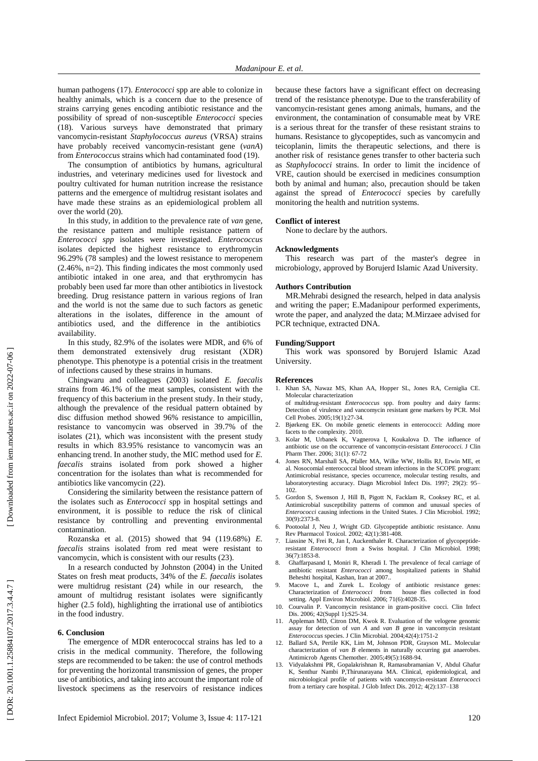human pathogens (17). *Enterococci* spp are able to colonize in healthy animals, which is a concern due to the presence of strains carrying genes encoding antibiotic resistance and the possibility of spread of non-susceptible *Enterococci* species (18). Various surveys have demonstrated that primary vancomycin-resistant *Staphylococcus aureus* (VRSA) strains have probably received vancomycin-resistant gene (*vanA*) from *Enterococcus* strains which had contaminated food (19).

The consumption of antibiotics by humans, agricultural industries, and veterinary medicines used for livestock and poultry cultivated for human nutrition increase the resistance patterns and the emergence of multidrug resistant isolates and have made these strains as an epidemiological problem all over the world (20).

In this study, in addition to the prevalence rate of *van* gene, the resistance pattern and multiple resistance pattern of *Enterococci spp* isolates were investigated. *Enterococcus* isolates depicted the highest resistance to erythromycin 96.29% (78 samples) and the lowest resistance to meropenem (2.46%, n=2). This finding indicates the most commonly used antibiotic intaked in one area, and that erythromycin has probably been used far more than other antibiotics in livestock breeding. Drug resistance pattern in various regions of Iran and the world is not the same due to such factors as genetic alterations in the isolates, difference in the amount of antibiotics used, and the difference in the antibiotics availability.

In this study, 82.9% of the isolates were MDR, and 6% of them demonstrated extensively drug resistant (XDR) phenotype. This phenotype is a potential crisis in the treatment of infections caused by these strains in humans.

Chingwaru and colleagues (2003) isolated *E. faecalis* strains from 46.1% of the meat samples, consistent with the frequency of this bacterium in the present study. In their study, although the prevalence of the residual pattern obtained by disc diffusion method showed 96% resistance to ampicillin, resistance to vancomycin was observed in 39.7% of the isolates (21), which was inconsistent with the present study results in which 83.95% resistance to vancomycin was an enhancing trend. In another study, the MIC method used for *E. faecalis* strains isolated from pork showed a higher concentration for the isolates than what is recommended for antibiotics like vancomycin (22).

Considering the similarity between the resistance pattern of the isolates such as *Enterococci* spp in hospital settings and environment, it is possible to reduce the risk of clinical resistance by controlling and preventing environmental contamination.

Rozanska et al. (2015) showed that 94 (119.68%) *E. faecalis* strains isolated from red meat were resistant to vancomycin, which is consistent with our results (23).

In a research conducted by Johnston (2004) in the United States on fresh meat products, 34% of the *E. faecalis* isolates were multidrug resistant (24) while in our research, the amount of multidrug resistant isolates were significantly higher (2.5 fold), highlighting the irrational use of antibiotics in the food industry.

## 6. Conclusion

The emergence of MDR enterococcal strains has led to a crisis in the medical community. Therefore, the following steps are recommended to be taken: the use of control methods for preventing the horizontal transmission of genes, the proper use of antibiotics, and taking into account the important role of livestock specimens as the reservoirs of resistance indices because these factors have a significant effect on decreasing trend of the resistance phenotype. Due to the transferability of vancomycin-resistant genes among animals, humans, and the environment, the contamination of consumable meat by VRE is a serious threat for the transfer of these resistant strains to humans. Resistance to glycopeptides, such as vancomycin and teicoplanin, limits the therapeutic selections, and there is another risk of resistance genes transfer to other bacteria such as *Staphylococci* strains. In order to limit the incidence of VRE, caution should be exercised in medicines consumption both by animal and human; also, precaution should be taken against the spread of *Enterococci* species by carefully monitoring the health and nutrition systems.

### Conflict of interest

None to declare by the authors.

### Acknowledgments

This research was part of the master's degree in microbiology, approved by Borujerd Islamic Azad University.

### Authors Contribution

MR.Mehrabi designed the research, helped in data analysis and writing the paper; E.Madanipour performed experiments, wrote the paper, and analyzed the data; M.Mirzaee advised for PCR technique, extracted DNA.

### Funding/Support

This work was sponsored by Borujerd Islamic Azad University.

### References

1. Khan SA, Nawaz MS, Khan AA, Hopper SL, Jones RA, Cerniglia CE. Molecular characterization of multidrug-resistant *Enterococcus* spp. from poultry and dairy farms: Detection of virulence and vancomycin resistant gene markers by PCR. Mol Cell Probes. 2005;19(1):27-34.
2. Bjørkeng EK. On mobile genetic elements in enterococci: Adding more facets to the complexity. 2010.
3. Kolar M, Urbanek K, Vagnerova I, Koukalova D. The influence of antibiotic use on the occurrence of vancomycin-resistant *Enterococci*. J Clin Pharm Ther. 2006; 31(1): 67-72
4. Jones RN, Marshall SA, Pfaller MA, Wilke WW, Hollis RJ, Erwin ME, et al. Nosocomial enterococcal blood stream infections in the SCOPE program: Antimicrobial resistance, species occurrence, molecular testing results, and laboratorytesting accuracy. Diagn Microbiol Infect Dis. 1997; 29(2): 95–102.
5. Gordon S, Swenson J, Hill B, Pigott N, Facklam R, Cooksey RC, et al. Antimicrobial susceptibility patterns of common and unusual species of *Enterococci* causing infections in the United States. J Clin Microbiol. 1992; 30(9):2373-8.
6. Pootoolal J, Neu J, Wright GD. Glycopeptide antibiotic resistance. Annu Rev Pharmacol Toxicol. 2002; 42(1):381-408.
7. Liassine N, Frei R, Jan I, Auckenthaler R. Characterization of glycopeptide-resistant *Enterococci* from a Swiss hospital. J Clin Microbiol. 1998; 36(7):1853-8.
8. Ghaffarpasand I, Moniri R, Kheradi I. The prevalence of fecal carriage of antibiotic resistant *Enterococci* among hospitalized patients in Shahid Beheshti hospital, Kashan, Iran at 2007..
9. Macove L, and Zurek L. Ecology of antibiotic resistance genes: Characterization of *Enterococci* from house flies collected in food setting. Appl Environ Microbiol. 2006; 71(6):4028-35.
10. Courvalin P. Vancomycin resistance in gram-positive cocci. Clin Infect Dis. 2006; 42(Suppl 1):S25-34.
11. Appleman MD, Citron DM, Kwok R. Evaluation of the velogene genomic assay for detection of *van A* and *van B* gene in vancomycin resistant *Enterococcus* species. J Clin Microbial. 2004;42(4):1751-2
12. Ballard SA, Pertile KK, Lim M, Johnson PDR, Grayson ML. Molecular characterization of *van B* elements in naturally occurring gut anaerobes. Antimicrob Agents Chemother. 2005;49(5):1688-94.
13. Vidyalakshmi PR, Gopalakrishnan R, Ramasubramanian V, Abdul Ghafur K, Senthur Nambi P,Thirunarayana MA. Clinical, epidemiological, and microbiological profile of patients with vancomycin-resistant *Enterococci* from a tertiary care hospital. J Glob Infect Dis. 2012; 4(2):137–138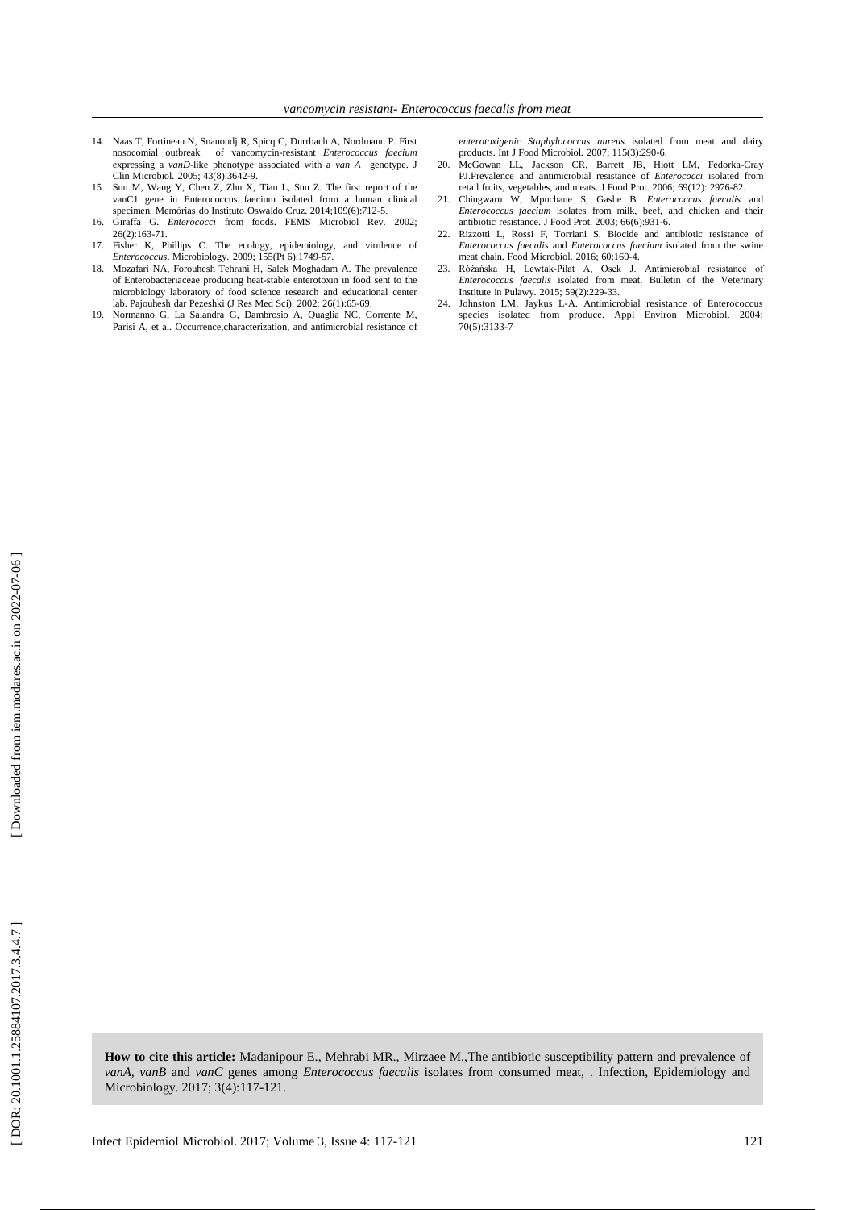14. Naas T, Fortineau N, Snanoudj R, Spicq C, Durrbach A, Nordmann P. First nosocomial outbreak of vancomycin-resistant *Enterococcus faecium* expressing a *vanD*-like phenotype associated with a *van A* genotype. J Clin Microbiol. 2005; 43(8):3642-9.
15. Sun M, Wang Y, Chen Z, Zhu X, Tian L, Sun Z. The first report of the vanC1 gene in Enterococcus faecium isolated from a human clinical specimen. Memórias do Instituto Oswaldo Cruz. 2014;109(6):712-5.
16. Giraffa G. *Enterococci* from foods. FEMS Microbiol Rev. 2002; 26(2):163-71.
17. Fisher K, Phillips C. The ecology, epidemiology, and virulence of *Enterococcus*. Microbiology. 2009; 155(Pt 6):1749-57.
18. Mozafari NA, Forouhesh Tehrani H, Salek Moghadam A. The prevalence of Enterobacteriaceae producing heat-stable enterotoxin in food sent to the microbiology laboratory of food science research and educational center lab. Pajouhesh dar Pezeshki (J Res Med Sci). 2002; 26(1):65-69.
19. Normanno G, La Salandra G, Dambrosio A, Quaglia NC, Corrente M, Parisi A, et al. Occurrence,characterization, and antimicrobial resistance of *enterotoxigenic Staphylococcus aureus* isolated from meat and dairy products. Int J Food Microbiol. 2007; 115(3):290-6.
20. McGowan LL, Jackson CR, Barrett JB, Hiott LM, Fedorka-Cray PJ.Prevalence and antimicrobial resistance of *Enterococci* isolated from retail fruits, vegetables, and meats. J Food Prot. 2006; 69(12): 2976-82.
21. Chingwaru W, Mpuchane S, Gashe B. *Enterococcus faecalis* and *Enterococcus faecium* isolates from milk, beef, and chicken and their antibiotic resistance. J Food Prot. 2003; 66(6):931-6.
22. Rizzotti L, Rossi F, Torriani S. Biocide and antibiotic resistance of *Enterococcus faecalis* and *Enterococcus faecium* isolated from the swine meat chain. Food Microbiol. 2016; 60:160-4.
23. Różańska H, Lewtak-Piłat A, Osek J. Antimicrobial resistance of *Enterococcus faecalis* isolated from meat. Bulletin of the Veterinary Institute in Pulawy. 2015; 59(2):229-33.
24. Johnston LM, Jaykus L-A. Antimicrobial resistance of Enterococcus species isolated from produce. Appl Environ Microbiol. 2004; 70(5):3133-7

**How to cite this article:** Madanipour E., Mehrabi MR., Mirzaee M.,The antibiotic susceptibility pattern and prevalence of *vanA*, *vanB* and *vanC* genes among *Enterococcus faecalis* isolates from consumed meat, . Infection, Epidemiology and Microbiology. 2017; 3(4):117-121.